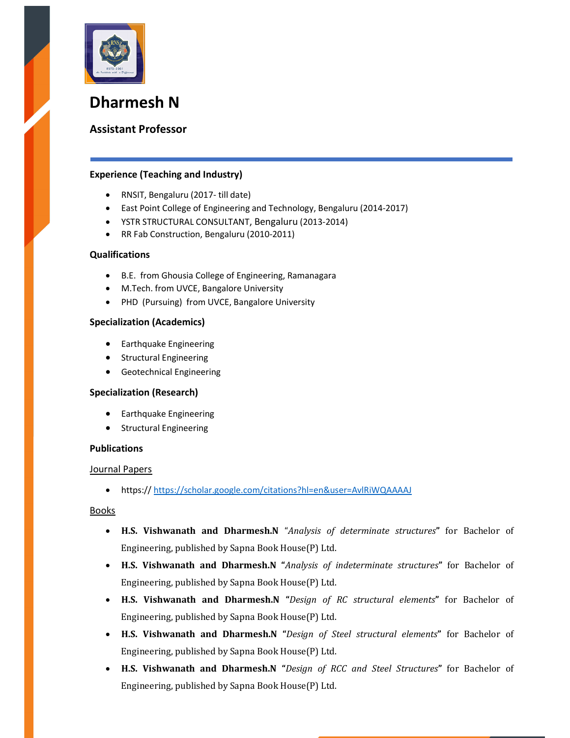# Dharmesh N

## Assistant Professor

### Experience (Teaching and Industry)

- RNSIT, Bengaluru (2017- till date)
- East Point College of Engineering and Technology, Bengaluru (2014-2017)
- YSTR STRUCTURAL CONSULTANT, Bengaluru (2013-2014)
- RR Fab Construction, Bengaluru (2010-2011)

### Qualifications

- B.E. from Ghousia College of Engineering, Ramanagara
- M.Tech. from UVCE, Bangalore University
- PHD (Pursuing) from UVCE, Bangalore University

### Specialization (Academics)

- Earthquake Engineering
- Structural Engineering
- Geotechnical Engineering

### Specialization (Research)

- Earthquake Engineering
- Structural Engineering

### Publications

Journal Papers

- https:// https://scholar.google.com/citations?hl=en&user=AvlRiWQAAAAJ

Books

- **H.S. Vishwanath and Dharmesh.N** "*Analysis of determinate structures*" for Bachelor of Engineering, published by Sapna Book House(P) Ltd.
- **H.S. Vishwanath and Dharmesh.N** "*Analysis of indeterminate structures*" for Bachelor of Engineering, published by Sapna Book House(P) Ltd.
- **H.S. Vishwanath and Dharmesh.N** "*Design of RC structural elements*" for Bachelor of Engineering, published by Sapna Book House(P) Ltd.
- **H.S. Vishwanath and Dharmesh.N** "*Design of Steel structural elements*" for Bachelor of Engineering, published by Sapna Book House(P) Ltd.
- **H.S. Vishwanath and Dharmesh.N** "*Design of RCC and Steel Structures*" for Bachelor of Engineering, published by Sapna Book House(P) Ltd.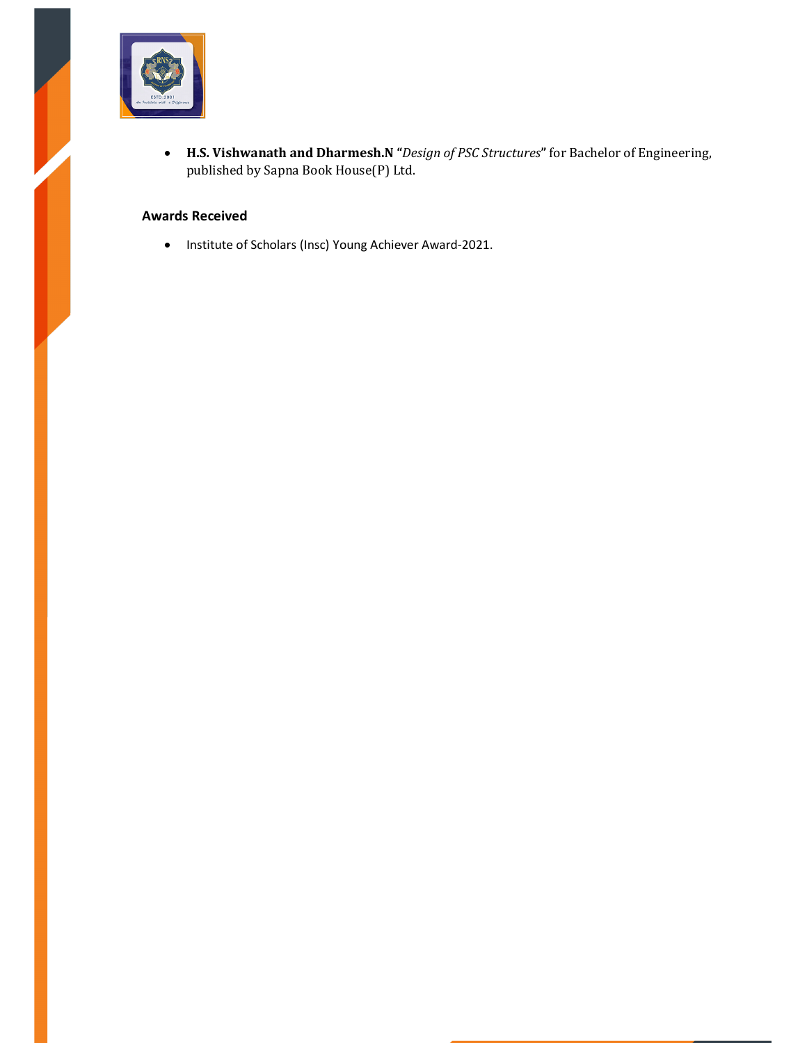- **H.S. Vishwanath and Dharmesh.N** "*Design of PSC Structures*" for Bachelor of Engineering, published by Sapna Book House(P) Ltd.

**Awards Received**

- Institute of Scholars (Insc) Young Achiever Award-2021.